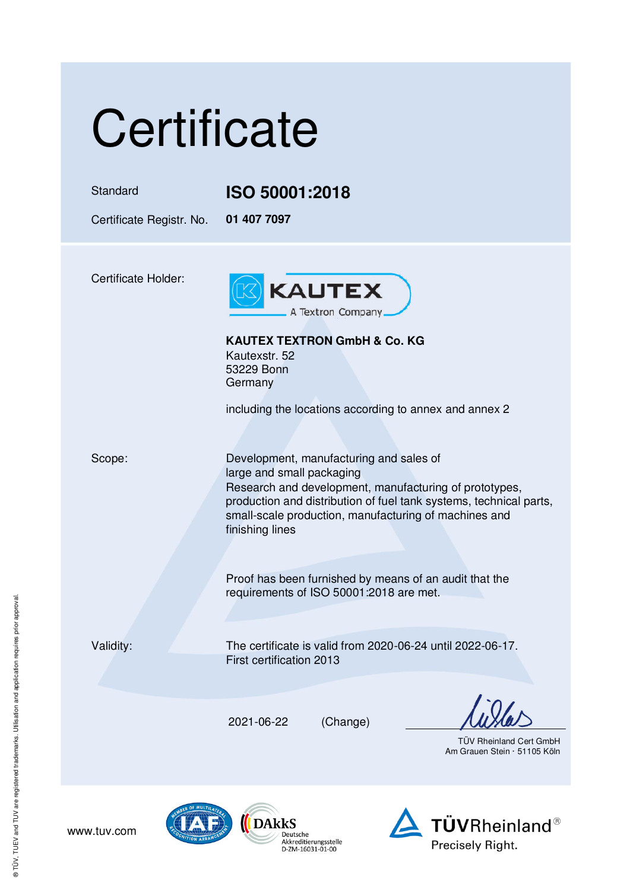# Certificate

Standard **ISO 50001:2018**

Certificate Registr. No. **01 407 7097**

Certificate Holder:

KAUTEX
A Textron Company

**KAUTEX TEXTRON GmbH & Co. KG**
Kautexstr. 52
53229 Bonn
Germany

including the locations according to annex and annex 2

Scope:

Development, manufacturing and sales of large and small packaging
Research and development, manufacturing of prototypes, production and distribution of fuel tank systems, technical parts, small-scale production, manufacturing of machines and finishing lines

Proof has been furnished by means of an audit that the requirements of ISO 50001:2018 are met.

Validity:

The certificate is valid from 2020-06-24 until 2022-06-17.
First certification 2013

2021-06-22 (Change)

TÜV Rheinland Cert GmbH
Am Grauen Stein · 51105 Köln

www.tuv.com

DAkkS Deutsche Akkreditierungsstelle D-ZM-16031-01-00

TÜVRheinland®
Precisely Right.

® TÜV, TUEV and TUV are registered trademarks. Utilisation and application requires prior approval.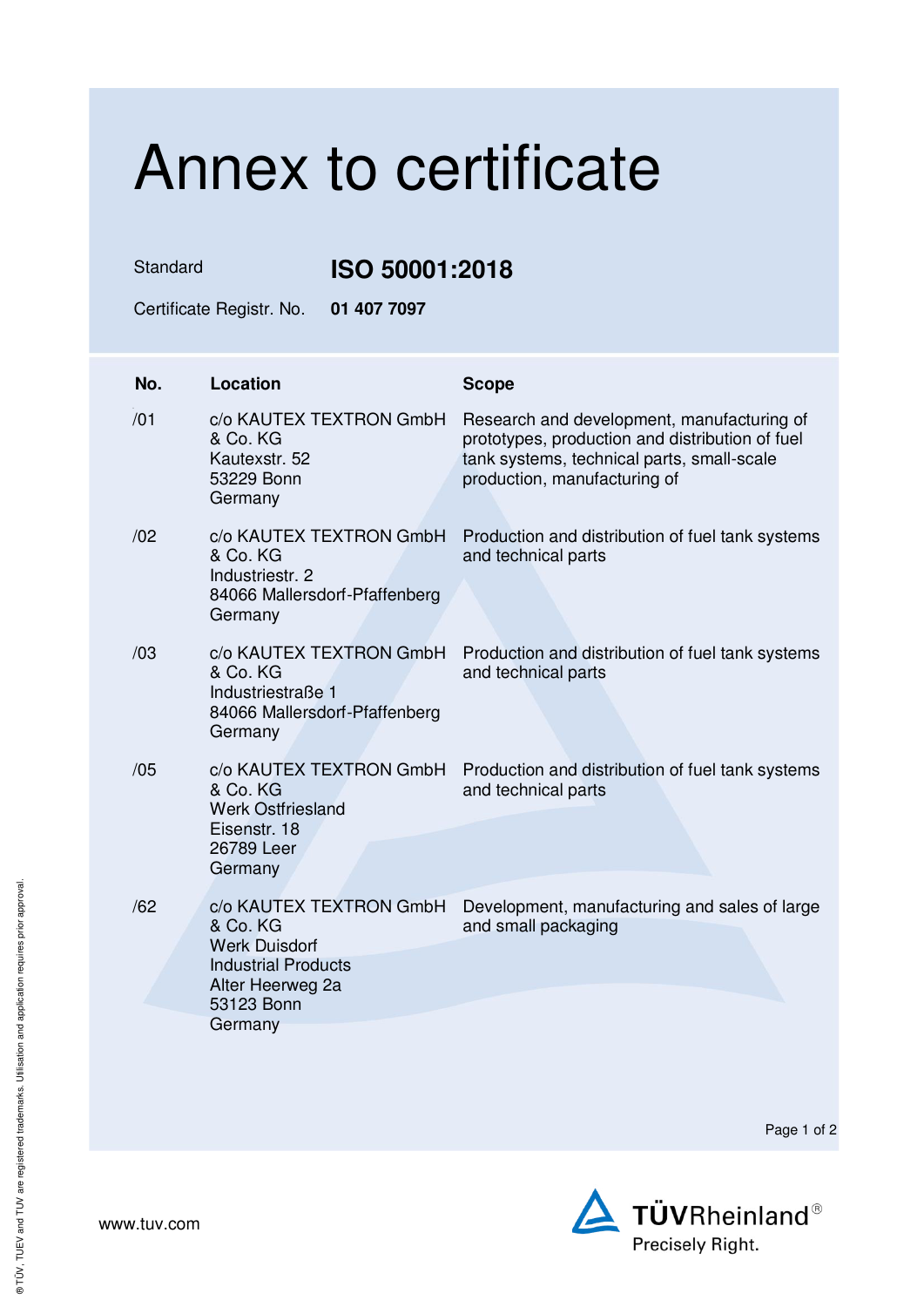# Annex to certificate

Standard **ISO 50001:2018**

Certificate Registr. No. **01 407 7097**

| No. | Location | Scope |
|---|---|---|
| /01 | c/o KAUTEX TEXTRON GmbH & Co. KG<br>Kautexstr. 52<br>53229 Bonn<br>Germany | Research and development, manufacturing of prototypes, production and distribution of fuel tank systems, technical parts, small-scale production, manufacturing of |
| /02 | c/o KAUTEX TEXTRON GmbH & Co. KG<br>Industriestr. 2<br>84066 Mallersdorf-Pfaffenberg<br>Germany | Production and distribution of fuel tank systems and technical parts |
| /03 | c/o KAUTEX TEXTRON GmbH & Co. KG<br>Industriestraße 1<br>84066 Mallersdorf-Pfaffenberg<br>Germany | Production and distribution of fuel tank systems and technical parts |
| /05 | c/o KAUTEX TEXTRON GmbH & Co. KG<br>Werk Ostfriesland<br>Eisenstr. 18<br>26789 Leer<br>Germany | Production and distribution of fuel tank systems and technical parts |
| /62 | c/o KAUTEX TEXTRON GmbH & Co. KG<br>Werk Duisdorf<br>Industrial Products<br>Alter Heerweg 2a<br>53123 Bonn<br>Germany | Development, manufacturing and sales of large and small packaging |

www.tuv.com

TÜVRheinland®
Precisely Right.

® TÜV, TUEV and TUV are registered trademarks. Utilisation and application requires prior approval.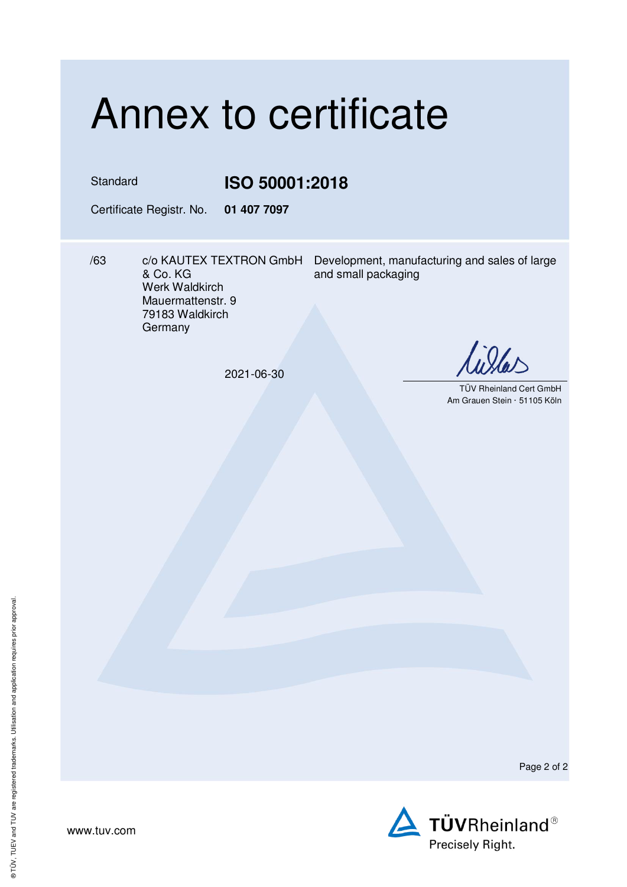# Annex to certificate

Standard **ISO 50001:2018**

Certificate Registr. No. **01 407 7097**

| | | |
|---|---|---|
| /63 | c/o KAUTEX TEXTRON GmbH & Co. KG<br>Werk Waldkirch<br>Mauermattenstr. 9<br>79183 Waldkirch<br>Germany | Development, manufacturing and sales of large and small packaging |

2021-06-30

TÜV Rheinland Cert GmbH
Am Grauen Stein · 51105 Köln

www.tuv.com

TÜVRheinland®
Precisely Right.

® TÜV, TUEV and TUV are registered trademarks. Utilisation and application requires prior approval.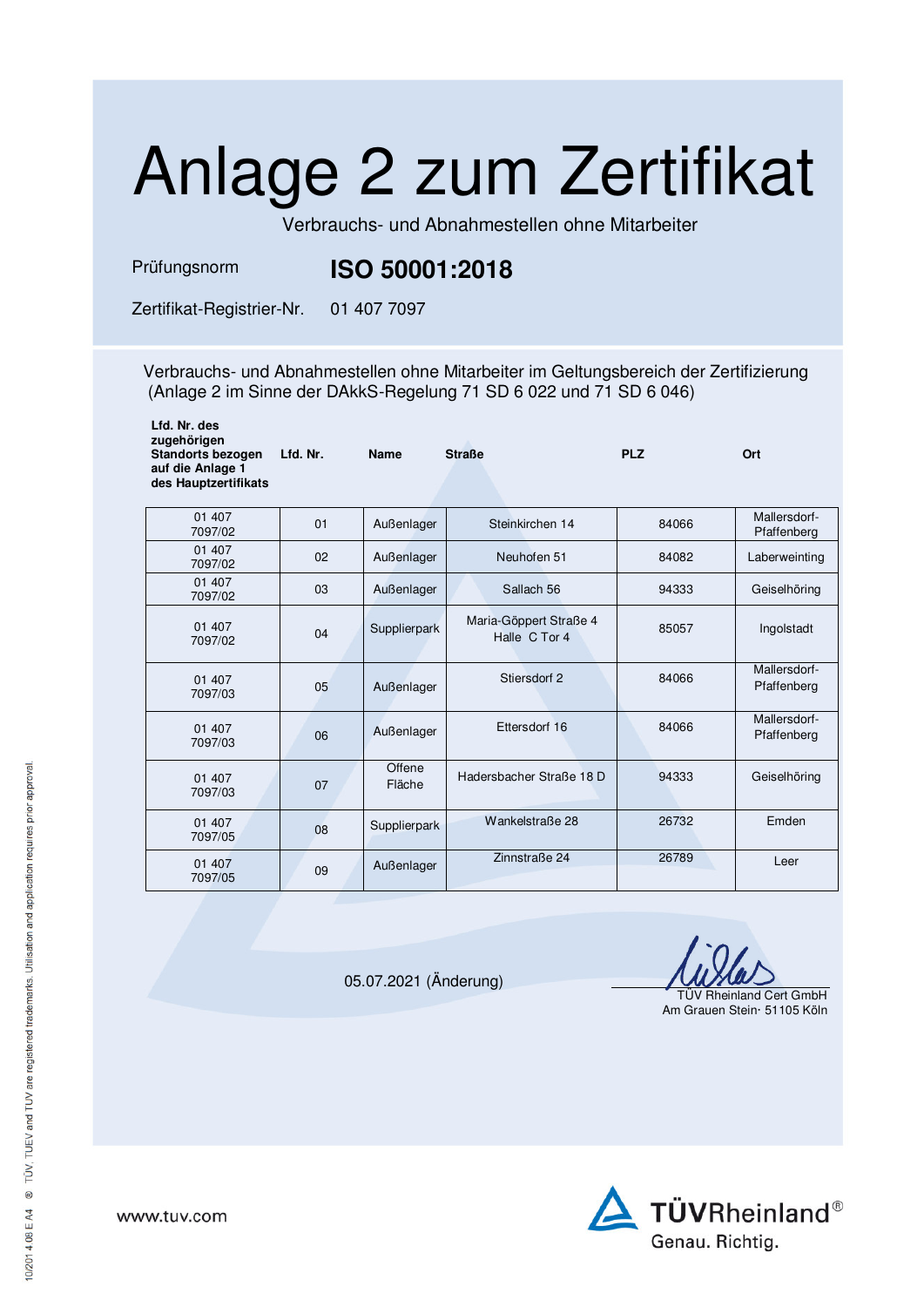# Anlage 2 zum Zertifikat

Verbrauchs- und Abnahmestellen ohne Mitarbeiter

Prüfungsnorm **ISO 50001:2018**

Zertifikat-Registrier-Nr. 01 407 7097

Verbrauchs- und Abnahmestellen ohne Mitarbeiter im Geltungsbereich der Zertifizierung (Anlage 2 im Sinne der DAkkS-Regelung 71 SD 6 022 und 71 SD 6 046)

| Lfd. Nr. des zugehörigen Standorts bezogen auf die Anlage 1 des Hauptzertifikats | Lfd. Nr. | Name | Straße | PLZ | Ort |
|---|---|---|---|---|---|
| 01 407 7097/02 | 01 | Außenlager | Steinkirchen 14 | 84066 | Mallersdorf-Pfaffenberg |
| 01 407 7097/02 | 02 | Außenlager | Neuhofen 51 | 84082 | Laberweinting |
| 01 407 7097/02 | 03 | Außenlager | Sallach 56 | 94333 | Geiselhöring |
| 01 407 7097/02 | 04 | Supplierpark | Maria-Göppert Straße 4 Halle C Tor 4 | 85057 | Ingolstadt |
| 01 407 7097/03 | 05 | Außenlager | Stiersdorf 2 | 84066 | Mallersdorf-Pfaffenberg |
| 01 407 7097/03 | 06 | Außenlager | Ettersdorf 16 | 84066 | Mallersdorf-Pfaffenberg |
| 01 407 7097/03 | 07 | Offene Fläche | Hadersbacher Straße 18 D | 94333 | Geiselhöring |
| 01 407 7097/05 | 08 | Supplierpark | Wankelstraße 28 | 26732 | Emden |
| 01 407 7097/05 | 09 | Außenlager | Zinnstraße 24 | 26789 | Leer |

05.07.2021 (Änderung)

TÜV Rheinland Cert GmbH
Am Grauen Stein· 51105 Köln

www.tuv.com

TÜVRheinland®
Genau. Richtig.

10/2014 08 E A4 ® TÜV, TUEV and TUV are registered trademarks. Utilisation and application requires prior approval.